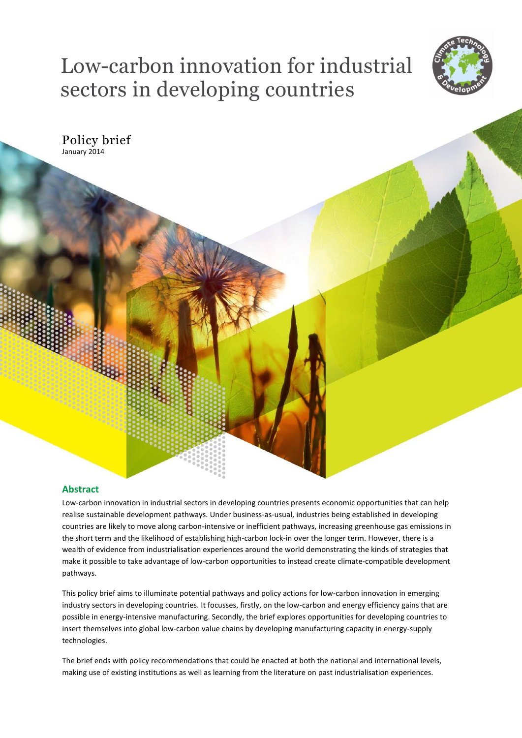# Low-carbon innovation for industrial sectors in developing countries

Policy brief
January 2014

## Abstract

Low-carbon innovation in industrial sectors in developing countries presents economic opportunities that can help realise sustainable development pathways. Under business-as-usual, industries being established in developing countries are likely to move along carbon-intensive or inefficient pathways, increasing greenhouse gas emissions in the short term and the likelihood of establishing high-carbon lock-in over the longer term. However, there is a wealth of evidence from industrialisation experiences around the world demonstrating the kinds of strategies that make it possible to take advantage of low-carbon opportunities to instead create climate-compatible development pathways.

This policy brief aims to illuminate potential pathways and policy actions for low-carbon innovation in emerging industry sectors in developing countries. It focusses, firstly, on the low-carbon and energy efficiency gains that are possible in energy-intensive manufacturing. Secondly, the brief explores opportunities for developing countries to insert themselves into global low-carbon value chains by developing manufacturing capacity in energy-supply technologies.

The brief ends with policy recommendations that could be enacted at both the national and international levels, making use of existing institutions as well as learning from the literature on past industrialisation experiences.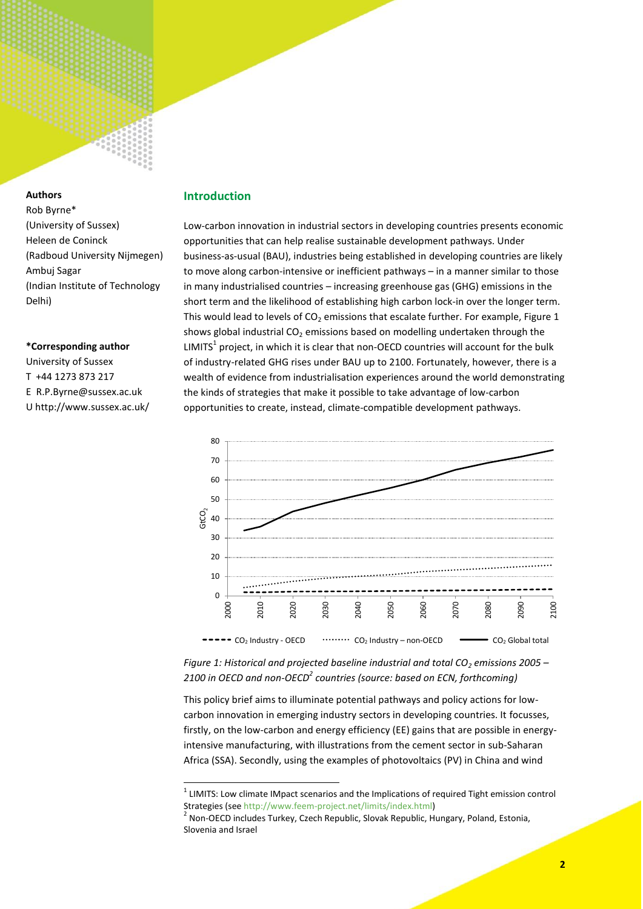**Authors**

Rob Byrne*
(University of Sussex)
Heleen de Coninck
(Radboud University Nijmegen)
Ambuj Sagar
(Indian Institute of Technology Delhi)

**\*Corresponding author**

University of Sussex
T +44 1273 873 217
E R.P.Byrne@sussex.ac.uk
U http://www.sussex.ac.uk/

## Introduction

Low-carbon innovation in industrial sectors in developing countries presents economic opportunities that can help realise sustainable development pathways. Under business-as-usual (BAU), industries being established in developing countries are likely to move along carbon-intensive or inefficient pathways – in a manner similar to those in many industrialised countries – increasing greenhouse gas (GHG) emissions in the short term and the likelihood of establishing high carbon lock-in over the longer term. This would lead to levels of $CO_2$ emissions that escalate further. For example, Figure 1 shows global industrial $CO_2$ emissions based on modelling undertaken through the LIMITS[1] project, in which it is clear that non-OECD countries will account for the bulk of industry-related GHG rises under BAU up to 2100. Fortunately, however, there is a wealth of evidence from industrialisation experiences around the world demonstrating the kinds of strategies that make it possible to take advantage of low-carbon opportunities to create, instead, climate-compatible development pathways.

*Figure 1: Historical and projected baseline industrial and total $CO_2$ emissions 2005 – 2100 in OECD and non-OECD[2] countries (source: based on ECN, forthcoming)*

This policy brief aims to illuminate potential pathways and policy actions for low-carbon innovation in emerging industry sectors in developing countries. It focusses, firstly, on the low-carbon and energy efficiency (EE) gains that are possible in energy-intensive manufacturing, with illustrations from the cement sector in sub-Saharan Africa (SSA). Secondly, using the examples of photovoltaics (PV) in China and wind

---

[1] LIMITS: Low climate IMpact scenarios and the Implications of required Tight emission control Strategies (see http://www.feem-project.net/limits/index.html)

[2] Non-OECD includes Turkey, Czech Republic, Slovak Republic, Hungary, Poland, Estonia, Slovenia and Israel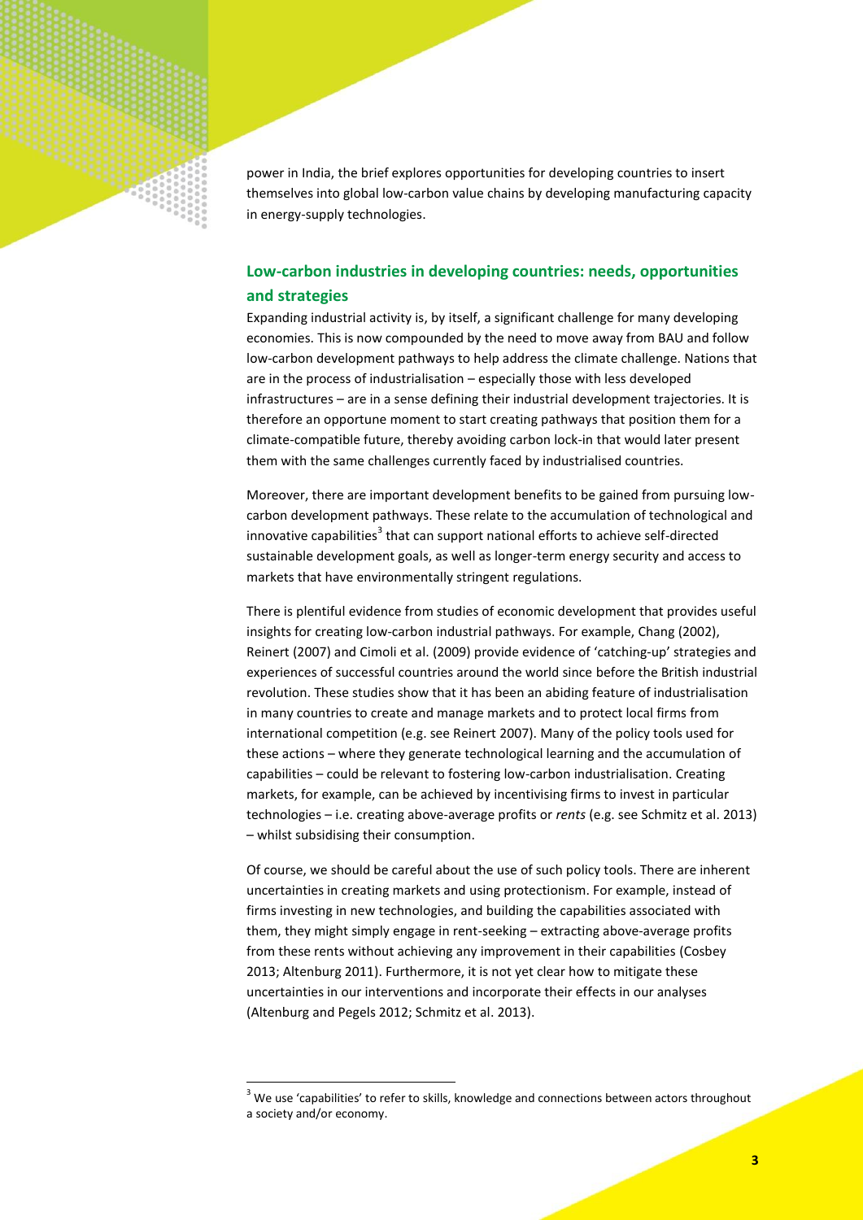power in India, the brief explores opportunities for developing countries to insert themselves into global low-carbon value chains by developing manufacturing capacity in energy-supply technologies.

## Low-carbon industries in developing countries: needs, opportunities and strategies

Expanding industrial activity is, by itself, a significant challenge for many developing economies. This is now compounded by the need to move away from BAU and follow low-carbon development pathways to help address the climate challenge. Nations that are in the process of industrialisation – especially those with less developed infrastructures – are in a sense defining their industrial development trajectories. It is therefore an opportune moment to start creating pathways that position them for a climate-compatible future, thereby avoiding carbon lock-in that would later present them with the same challenges currently faced by industrialised countries.

Moreover, there are important development benefits to be gained from pursuing low-carbon development pathways. These relate to the accumulation of technological and innovative capabilities[3] that can support national efforts to achieve self-directed sustainable development goals, as well as longer-term energy security and access to markets that have environmentally stringent regulations.

There is plentiful evidence from studies of economic development that provides useful insights for creating low-carbon industrial pathways. For example, Chang (2002), Reinert (2007) and Cimoli et al. (2009) provide evidence of 'catching-up' strategies and experiences of successful countries around the world since before the British industrial revolution. These studies show that it has been an abiding feature of industrialisation in many countries to create and manage markets and to protect local firms from international competition (e.g. see Reinert 2007). Many of the policy tools used for these actions – where they generate technological learning and the accumulation of capabilities – could be relevant to fostering low-carbon industrialisation. Creating markets, for example, can be achieved by incentivising firms to invest in particular technologies – i.e. creating above-average profits or *rents* (e.g. see Schmitz et al. 2013) – whilst subsidising their consumption.

Of course, we should be careful about the use of such policy tools. There are inherent uncertainties in creating markets and using protectionism. For example, instead of firms investing in new technologies, and building the capabilities associated with them, they might simply engage in rent-seeking – extracting above-average profits from these rents without achieving any improvement in their capabilities (Cosbey 2013; Altenburg 2011). Furthermore, it is not yet clear how to mitigate these uncertainties in our interventions and incorporate their effects in our analyses (Altenburg and Pegels 2012; Schmitz et al. 2013).

[3] We use 'capabilities' to refer to skills, knowledge and connections between actors throughout a society and/or economy.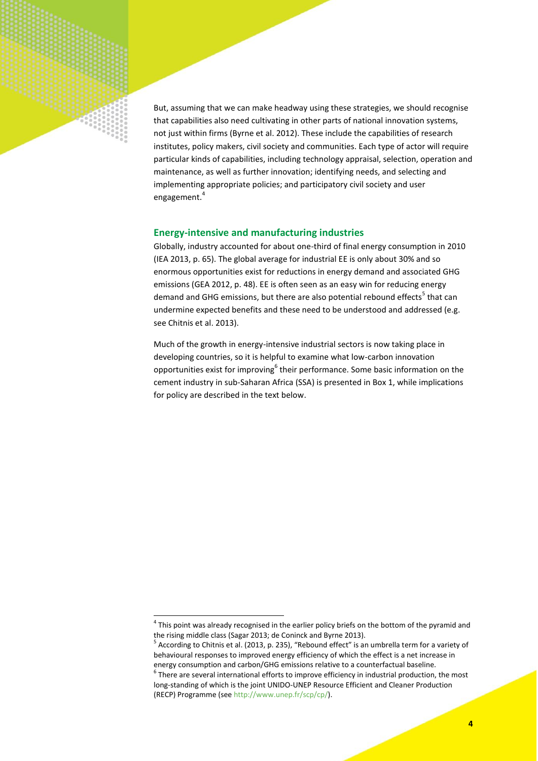But, assuming that we can make headway using these strategies, we should recognise that capabilities also need cultivating in other parts of national innovation systems, not just within firms (Byrne et al. 2012). These include the capabilities of research institutes, policy makers, civil society and communities. Each type of actor will require particular kinds of capabilities, including technology appraisal, selection, operation and maintenance, as well as further innovation; identifying needs, and selecting and implementing appropriate policies; and participatory civil society and user engagement.[4]

### Energy-intensive and manufacturing industries

Globally, industry accounted for about one-third of final energy consumption in 2010 (IEA 2013, p. 65). The global average for industrial EE is only about 30% and so enormous opportunities exist for reductions in energy demand and associated GHG emissions (GEA 2012, p. 48). EE is often seen as an easy win for reducing energy demand and GHG emissions, but there are also potential rebound effects[5] that can undermine expected benefits and these need to be understood and addressed (e.g. see Chitnis et al. 2013).

Much of the growth in energy-intensive industrial sectors is now taking place in developing countries, so it is helpful to examine what low-carbon innovation opportunities exist for improving[6] their performance. Some basic information on the cement industry in sub-Saharan Africa (SSA) is presented in Box 1, while implications for policy are described in the text below.

---

[4] This point was already recognised in the earlier policy briefs on the bottom of the pyramid and the rising middle class (Sagar 2013; de Coninck and Byrne 2013).

[5] According to Chitnis et al. (2013, p. 235), "Rebound effect" is an umbrella term for a variety of behavioural responses to improved energy efficiency of which the effect is a net increase in energy consumption and carbon/GHG emissions relative to a counterfactual baseline.

[6] There are several international efforts to improve efficiency in industrial production, the most long-standing of which is the joint UNIDO-UNEP Resource Efficient and Cleaner Production (RECP) Programme (see http://www.unep.fr/scp/cp/).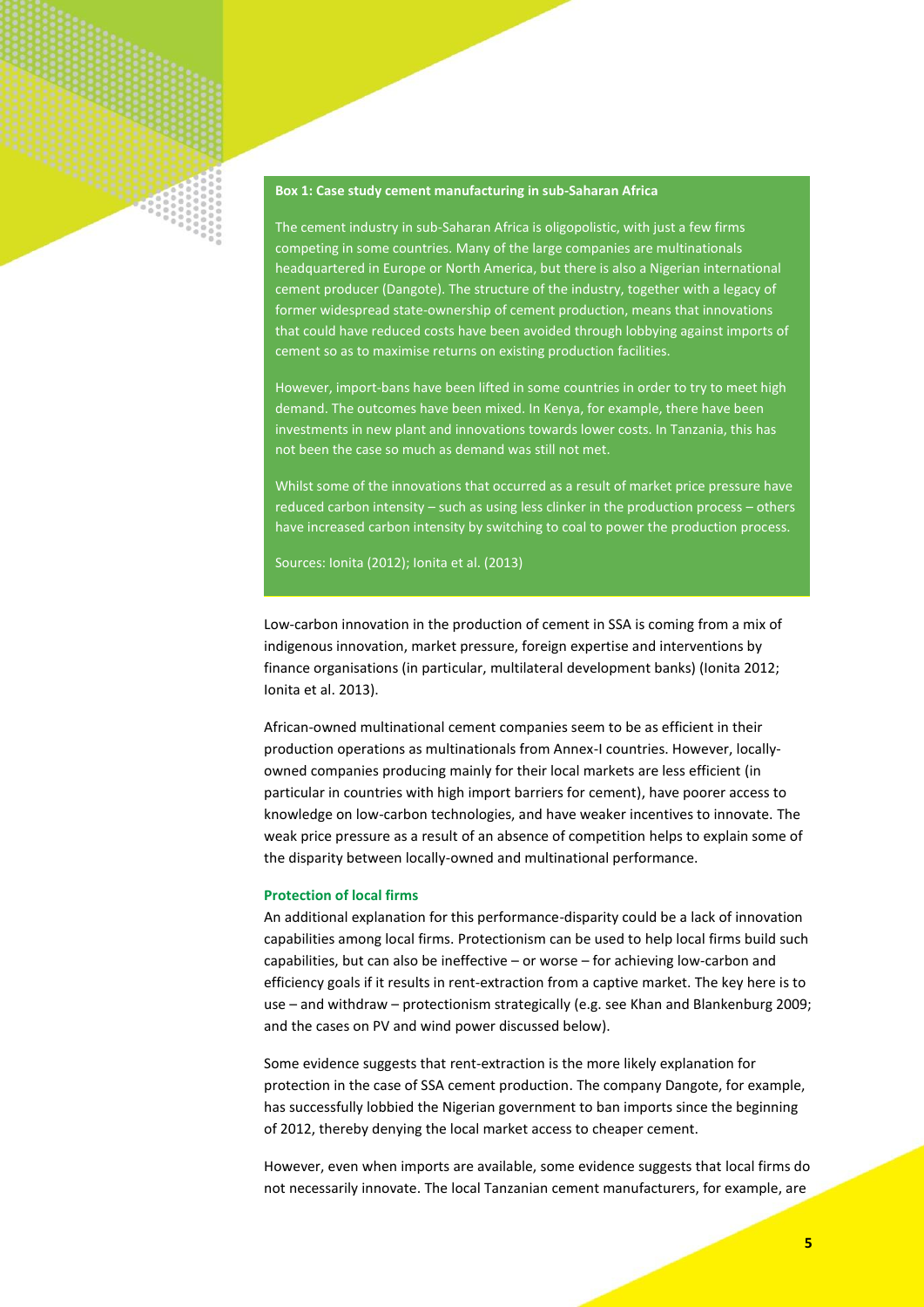**Box 1: Case study cement manufacturing in sub-Saharan Africa**

The cement industry in sub-Saharan Africa is oligopolistic, with just a few firms competing in some countries. Many of the large companies are multinationals headquartered in Europe or North America, but there is also a Nigerian international cement producer (Dangote). The structure of the industry, together with a legacy of former widespread state-ownership of cement production, means that innovations that could have reduced costs have been avoided through lobbying against imports of cement so as to maximise returns on existing production facilities.

However, import-bans have been lifted in some countries in order to try to meet high demand. The outcomes have been mixed. In Kenya, for example, there have been investments in new plant and innovations towards lower costs. In Tanzania, this has not been the case so much as demand was still not met.

Whilst some of the innovations that occurred as a result of market price pressure have reduced carbon intensity – such as using less clinker in the production process – others have increased carbon intensity by switching to coal to power the production process.

Sources: Ionita (2012); Ionita et al. (2013)

Low-carbon innovation in the production of cement in SSA is coming from a mix of indigenous innovation, market pressure, foreign expertise and interventions by finance organisations (in particular, multilateral development banks) (Ionita 2012; Ionita et al. 2013).

African-owned multinational cement companies seem to be as efficient in their production operations as multinationals from Annex-I countries. However, locally-owned companies producing mainly for their local markets are less efficient (in particular in countries with high import barriers for cement), have poorer access to knowledge on low-carbon technologies, and have weaker incentives to innovate. The weak price pressure as a result of an absence of competition helps to explain some of the disparity between locally-owned and multinational performance.

### Protection of local firms

An additional explanation for this performance-disparity could be a lack of innovation capabilities among local firms. Protectionism can be used to help local firms build such capabilities, but can also be ineffective – or worse – for achieving low-carbon and efficiency goals if it results in rent-extraction from a captive market. The key here is to use – and withdraw – protectionism strategically (e.g. see Khan and Blankenburg 2009; and the cases on PV and wind power discussed below).

Some evidence suggests that rent-extraction is the more likely explanation for protection in the case of SSA cement production. The company Dangote, for example, has successfully lobbied the Nigerian government to ban imports since the beginning of 2012, thereby denying the local market access to cheaper cement.

However, even when imports are available, some evidence suggests that local firms do not necessarily innovate. The local Tanzanian cement manufacturers, for example, are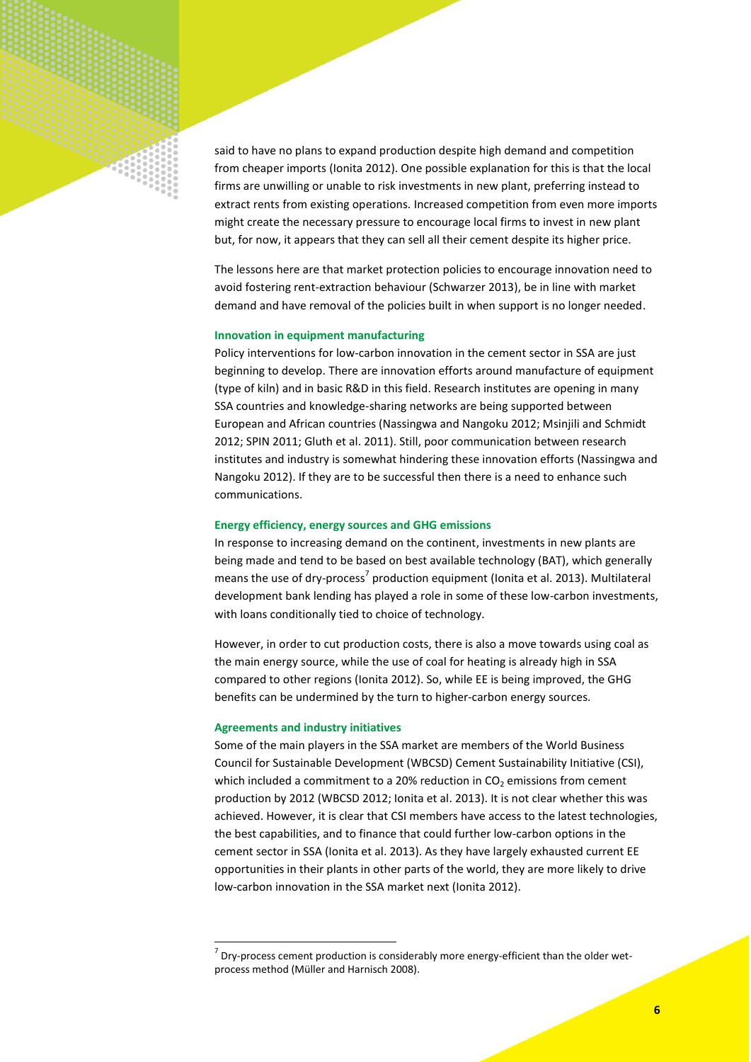said to have no plans to expand production despite high demand and competition from cheaper imports (Ionita 2012). One possible explanation for this is that the local firms are unwilling or unable to risk investments in new plant, preferring instead to extract rents from existing operations. Increased competition from even more imports might create the necessary pressure to encourage local firms to invest in new plant but, for now, it appears that they can sell all their cement despite its higher price.

The lessons here are that market protection policies to encourage innovation need to avoid fostering rent-extraction behaviour (Schwarzer 2013), be in line with market demand and have removal of the policies built in when support is no longer needed.

#### Innovation in equipment manufacturing

Policy interventions for low-carbon innovation in the cement sector in SSA are just beginning to develop. There are innovation efforts around manufacture of equipment (type of kiln) and in basic R&D in this field. Research institutes are opening in many SSA countries and knowledge-sharing networks are being supported between European and African countries (Nassingwa and Nangoku 2012; Msinjili and Schmidt 2012; SPIN 2011; Gluth et al. 2011). Still, poor communication between research institutes and industry is somewhat hindering these innovation efforts (Nassingwa and Nangoku 2012). If they are to be successful then there is a need to enhance such communications.

#### Energy efficiency, energy sources and GHG emissions

In response to increasing demand on the continent, investments in new plants are being made and tend to be based on best available technology (BAT), which generally means the use of dry-process[7] production equipment (Ionita et al. 2013). Multilateral development bank lending has played a role in some of these low-carbon investments, with loans conditionally tied to choice of technology.

However, in order to cut production costs, there is also a move towards using coal as the main energy source, while the use of coal for heating is already high in SSA compared to other regions (Ionita 2012). So, while EE is being improved, the GHG benefits can be undermined by the turn to higher-carbon energy sources.

#### Agreements and industry initiatives

Some of the main players in the SSA market are members of the World Business Council for Sustainable Development (WBCSD) Cement Sustainability Initiative (CSI), which included a commitment to a 20% reduction in $CO_2$ emissions from cement production by 2012 (WBCSD 2012; Ionita et al. 2013). It is not clear whether this was achieved. However, it is clear that CSI members have access to the latest technologies, the best capabilities, and to finance that could further low-carbon options in the cement sector in SSA (Ionita et al. 2013). As they have largely exhausted current EE opportunities in their plants in other parts of the world, they are more likely to drive low-carbon innovation in the SSA market next (Ionita 2012).

---

[7] Dry-process cement production is considerably more energy-efficient than the older wet-process method (Müller and Harnisch 2008).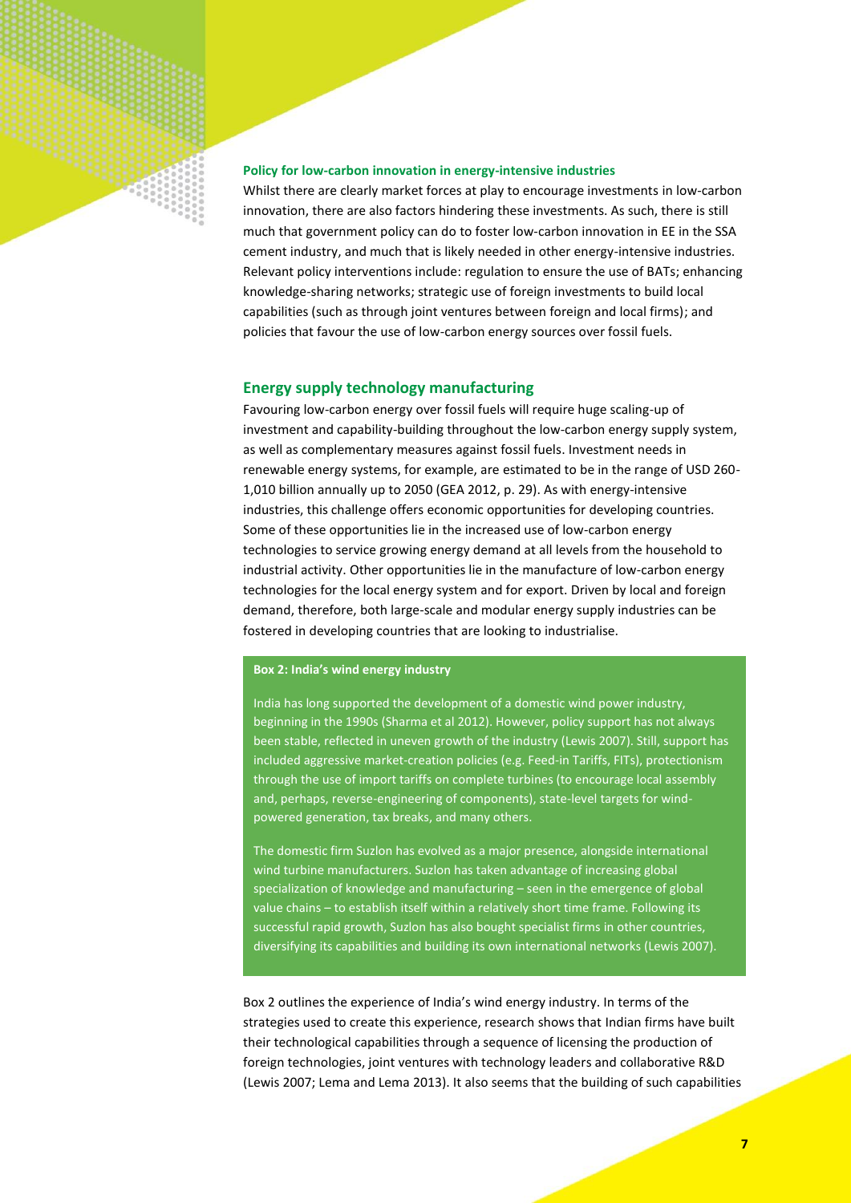#### Policy for low-carbon innovation in energy-intensive industries

Whilst there are clearly market forces at play to encourage investments in low-carbon innovation, there are also factors hindering these investments. As such, there is still much that government policy can do to foster low-carbon innovation in EE in the SSA cement industry, and much that is likely needed in other energy-intensive industries. Relevant policy interventions include: regulation to ensure the use of BATs; enhancing knowledge-sharing networks; strategic use of foreign investments to build local capabilities (such as through joint ventures between foreign and local firms); and policies that favour the use of low-carbon energy sources over fossil fuels.

### Energy supply technology manufacturing

Favouring low-carbon energy over fossil fuels will require huge scaling-up of investment and capability-building throughout the low-carbon energy supply system, as well as complementary measures against fossil fuels. Investment needs in renewable energy systems, for example, are estimated to be in the range of USD 260-1,010 billion annually up to 2050 (GEA 2012, p. 29). As with energy-intensive industries, this challenge offers economic opportunities for developing countries. Some of these opportunities lie in the increased use of low-carbon energy technologies to service growing energy demand at all levels from the household to industrial activity. Other opportunities lie in the manufacture of low-carbon energy technologies for the local energy system and for export. Driven by local and foreign demand, therefore, both large-scale and modular energy supply industries can be fostered in developing countries that are looking to industrialise.

> **Box 2: India's wind energy industry**
>
> India has long supported the development of a domestic wind power industry, beginning in the 1990s (Sharma et al 2012). However, policy support has not always been stable, reflected in uneven growth of the industry (Lewis 2007). Still, support has included aggressive market-creation policies (e.g. Feed-in Tariffs, FITs), protectionism through the use of import tariffs on complete turbines (to encourage local assembly and, perhaps, reverse-engineering of components), state-level targets for wind-powered generation, tax breaks, and many others.
>
> The domestic firm Suzlon has evolved as a major presence, alongside international wind turbine manufacturers. Suzlon has taken advantage of increasing global specialization of knowledge and manufacturing – seen in the emergence of global value chains – to establish itself within a relatively short time frame. Following its successful rapid growth, Suzlon has also bought specialist firms in other countries, diversifying its capabilities and building its own international networks (Lewis 2007).

Box 2 outlines the experience of India's wind energy industry. In terms of the strategies used to create this experience, research shows that Indian firms have built their technological capabilities through a sequence of licensing the production of foreign technologies, joint ventures with technology leaders and collaborative R&D (Lewis 2007; Lema and Lema 2013). It also seems that the building of such capabilities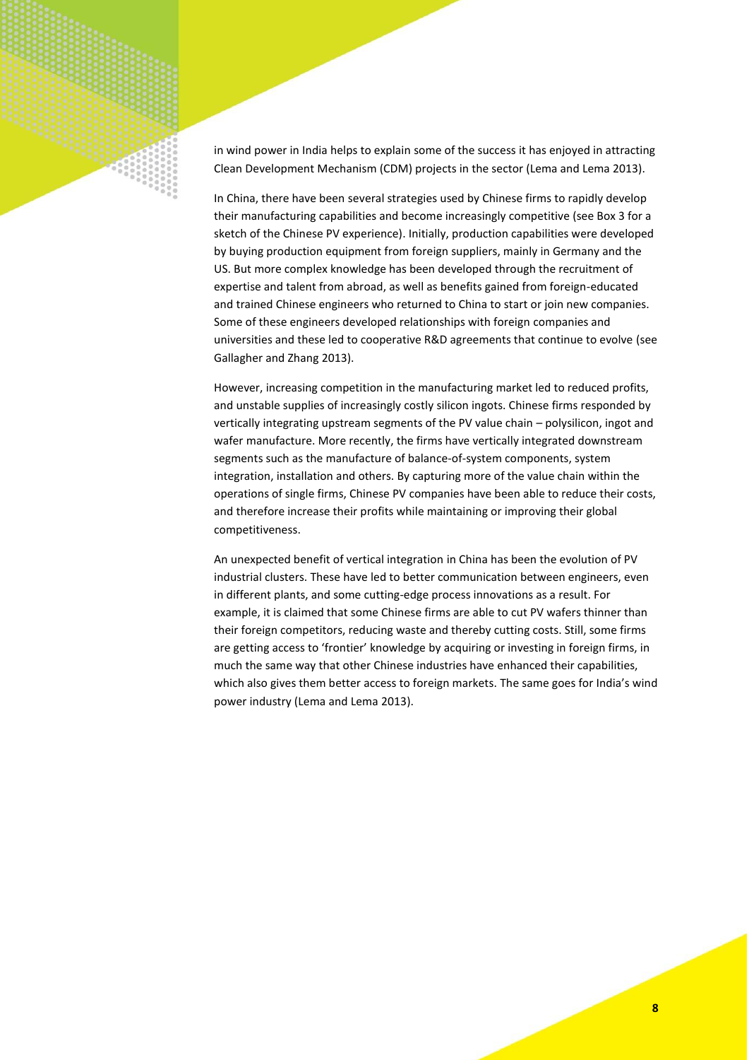in wind power in India helps to explain some of the success it has enjoyed in attracting Clean Development Mechanism (CDM) projects in the sector (Lema and Lema 2013).

In China, there have been several strategies used by Chinese firms to rapidly develop their manufacturing capabilities and become increasingly competitive (see Box 3 for a sketch of the Chinese PV experience). Initially, production capabilities were developed by buying production equipment from foreign suppliers, mainly in Germany and the US. But more complex knowledge has been developed through the recruitment of expertise and talent from abroad, as well as benefits gained from foreign-educated and trained Chinese engineers who returned to China to start or join new companies. Some of these engineers developed relationships with foreign companies and universities and these led to cooperative R&D agreements that continue to evolve (see Gallagher and Zhang 2013).

However, increasing competition in the manufacturing market led to reduced profits, and unstable supplies of increasingly costly silicon ingots. Chinese firms responded by vertically integrating upstream segments of the PV value chain – polysilicon, ingot and wafer manufacture. More recently, the firms have vertically integrated downstream segments such as the manufacture of balance-of-system components, system integration, installation and others. By capturing more of the value chain within the operations of single firms, Chinese PV companies have been able to reduce their costs, and therefore increase their profits while maintaining or improving their global competitiveness.

An unexpected benefit of vertical integration in China has been the evolution of PV industrial clusters. These have led to better communication between engineers, even in different plants, and some cutting-edge process innovations as a result. For example, it is claimed that some Chinese firms are able to cut PV wafers thinner than their foreign competitors, reducing waste and thereby cutting costs. Still, some firms are getting access to 'frontier' knowledge by acquiring or investing in foreign firms, in much the same way that other Chinese industries have enhanced their capabilities, which also gives them better access to foreign markets. The same goes for India's wind power industry (Lema and Lema 2013).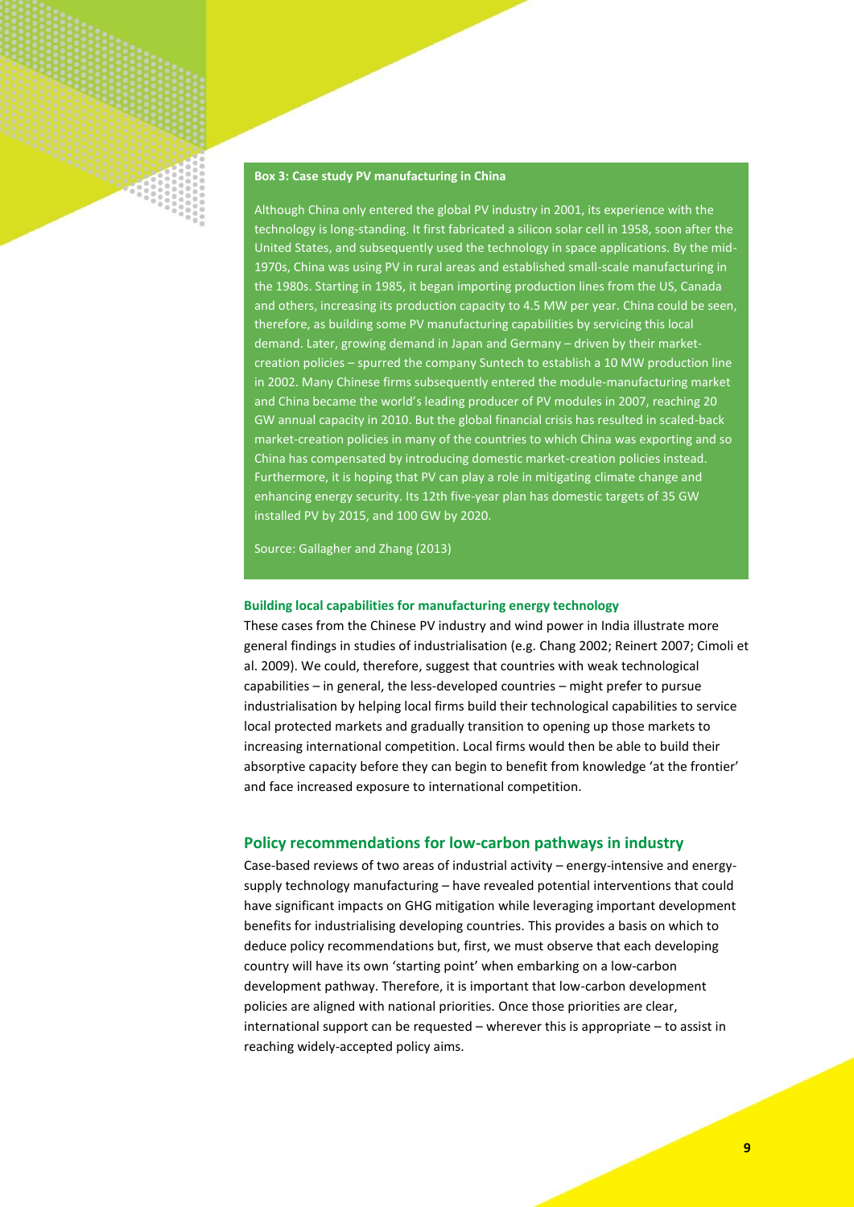**Box 3: Case study PV manufacturing in China**

Although China only entered the global PV industry in 2001, its experience with the technology is long-standing. It first fabricated a silicon solar cell in 1958, soon after the United States, and subsequently used the technology in space applications. By the mid-1970s, China was using PV in rural areas and established small-scale manufacturing in the 1980s. Starting in 1985, it began importing production lines from the US, Canada and others, increasing its production capacity to 4.5 MW per year. China could be seen, therefore, as building some PV manufacturing capabilities by servicing this local demand. Later, growing demand in Japan and Germany – driven by their market-creation policies – spurred the company Suntech to establish a 10 MW production line in 2002. Many Chinese firms subsequently entered the module-manufacturing market and China became the world's leading producer of PV modules in 2007, reaching 20 GW annual capacity in 2010. But the global financial crisis has resulted in scaled-back market-creation policies in many of the countries to which China was exporting and so China has compensated by introducing domestic market-creation policies instead. Furthermore, it is hoping that PV can play a role in mitigating climate change and enhancing energy security. Its 12th five-year plan has domestic targets of 35 GW installed PV by 2015, and 100 GW by 2020.

Source: Gallagher and Zhang (2013)

### Building local capabilities for manufacturing energy technology

These cases from the Chinese PV industry and wind power in India illustrate more general findings in studies of industrialisation (e.g. Chang 2002; Reinert 2007; Cimoli et al. 2009). We could, therefore, suggest that countries with weak technological capabilities – in general, the less-developed countries – might prefer to pursue industrialisation by helping local firms build their technological capabilities to service local protected markets and gradually transition to opening up those markets to increasing international competition. Local firms would then be able to build their absorptive capacity before they can begin to benefit from knowledge 'at the frontier' and face increased exposure to international competition.

## Policy recommendations for low-carbon pathways in industry

Case-based reviews of two areas of industrial activity – energy-intensive and energy-supply technology manufacturing – have revealed potential interventions that could have significant impacts on GHG mitigation while leveraging important development benefits for industrialising developing countries. This provides a basis on which to deduce policy recommendations but, first, we must observe that each developing country will have its own 'starting point' when embarking on a low-carbon development pathway. Therefore, it is important that low-carbon development policies are aligned with national priorities. Once those priorities are clear, international support can be requested – wherever this is appropriate – to assist in reaching widely-accepted policy aims.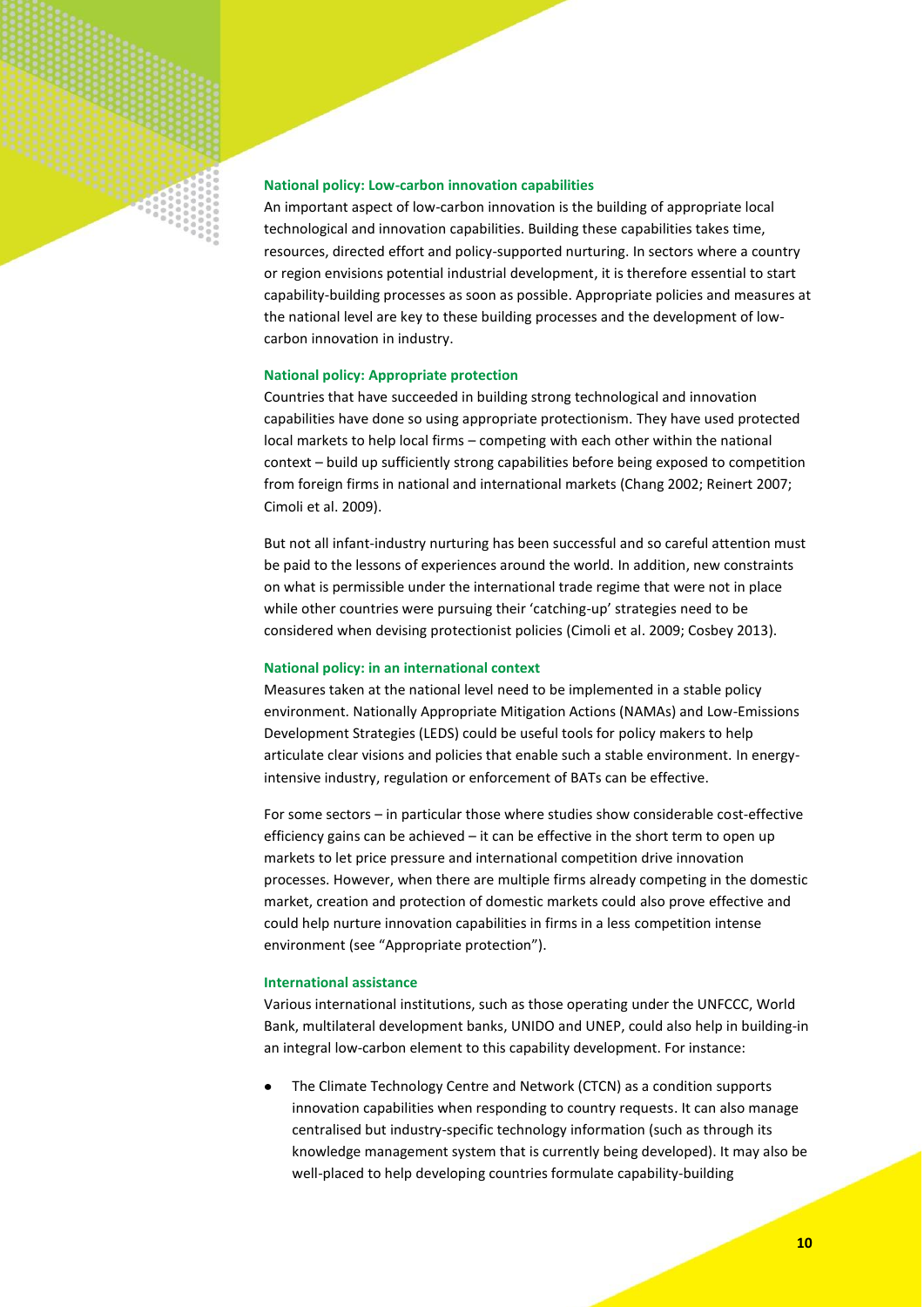### National policy: Low-carbon innovation capabilities

An important aspect of low-carbon innovation is the building of appropriate local technological and innovation capabilities. Building these capabilities takes time, resources, directed effort and policy-supported nurturing. In sectors where a country or region envisions potential industrial development, it is therefore essential to start capability-building processes as soon as possible. Appropriate policies and measures at the national level are key to these building processes and the development of low-carbon innovation in industry.

### National policy: Appropriate protection

Countries that have succeeded in building strong technological and innovation capabilities have done so using appropriate protectionism. They have used protected local markets to help local firms – competing with each other within the national context – build up sufficiently strong capabilities before being exposed to competition from foreign firms in national and international markets (Chang 2002; Reinert 2007; Cimoli et al. 2009).

But not all infant-industry nurturing has been successful and so careful attention must be paid to the lessons of experiences around the world. In addition, new constraints on what is permissible under the international trade regime that were not in place while other countries were pursuing their 'catching-up' strategies need to be considered when devising protectionist policies (Cimoli et al. 2009; Cosbey 2013).

### National policy: in an international context

Measures taken at the national level need to be implemented in a stable policy environment. Nationally Appropriate Mitigation Actions (NAMAs) and Low-Emissions Development Strategies (LEDS) could be useful tools for policy makers to help articulate clear visions and policies that enable such a stable environment. In energy-intensive industry, regulation or enforcement of BATs can be effective.

For some sectors – in particular those where studies show considerable cost-effective efficiency gains can be achieved – it can be effective in the short term to open up markets to let price pressure and international competition drive innovation processes. However, when there are multiple firms already competing in the domestic market, creation and protection of domestic markets could also prove effective and could help nurture innovation capabilities in firms in a less competition intense environment (see "Appropriate protection").

### International assistance

Various international institutions, such as those operating under the UNFCCC, World Bank, multilateral development banks, UNIDO and UNEP, could also help in building-in an integral low-carbon element to this capability development. For instance:

- The Climate Technology Centre and Network (CTCN) as a condition supports innovation capabilities when responding to country requests. It can also manage centralised but industry-specific technology information (such as through its knowledge management system that is currently being developed). It may also be well-placed to help developing countries formulate capability-building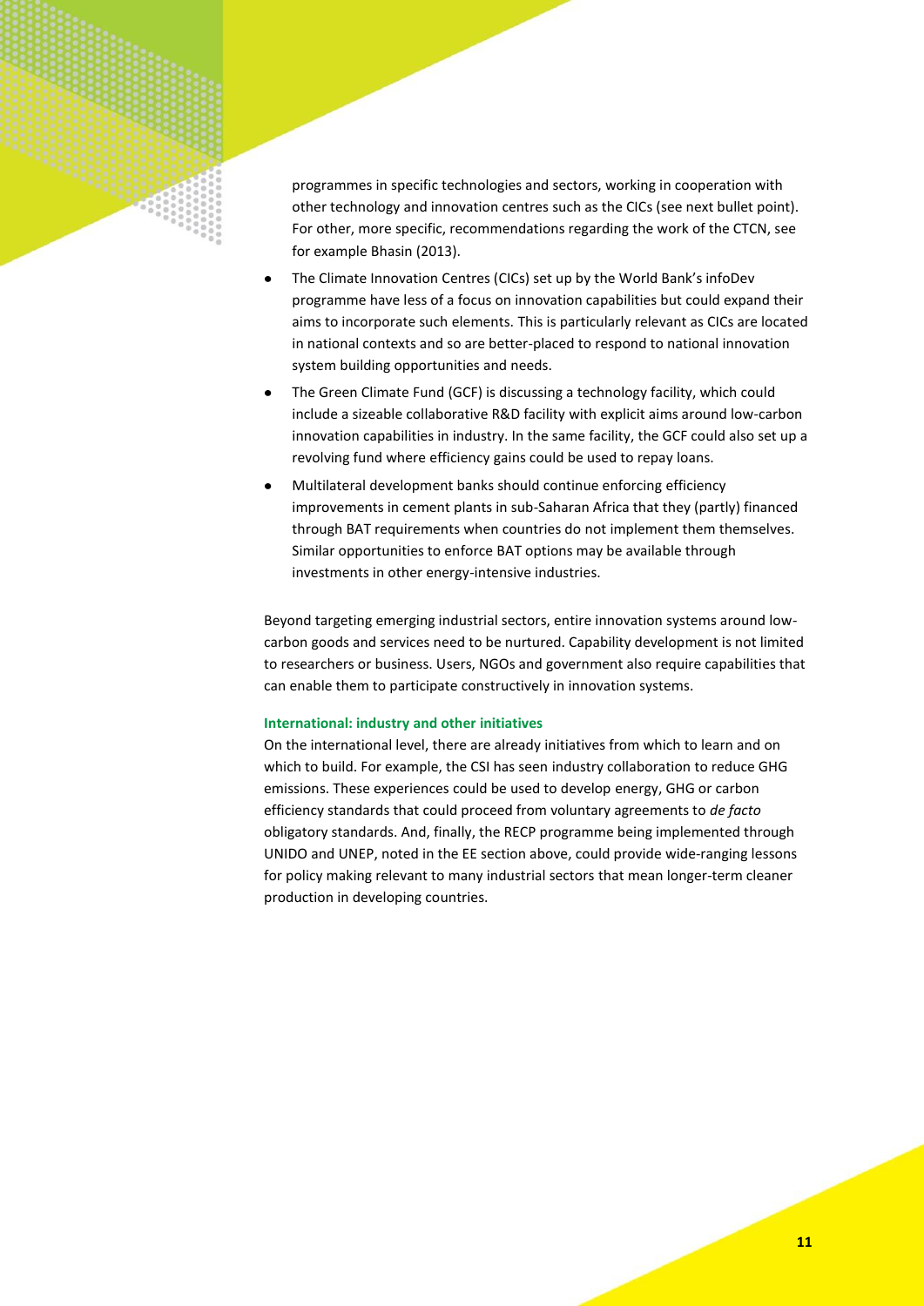programmes in specific technologies and sectors, working in cooperation with other technology and innovation centres such as the CICs (see next bullet point). For other, more specific, recommendations regarding the work of the CTCN, see for example Bhasin (2013).

- The Climate Innovation Centres (CICs) set up by the World Bank's infoDev programme have less of a focus on innovation capabilities but could expand their aims to incorporate such elements. This is particularly relevant as CICs are located in national contexts and so are better-placed to respond to national innovation system building opportunities and needs.
- The Green Climate Fund (GCF) is discussing a technology facility, which could include a sizeable collaborative R&D facility with explicit aims around low-carbon innovation capabilities in industry. In the same facility, the GCF could also set up a revolving fund where efficiency gains could be used to repay loans.
- Multilateral development banks should continue enforcing efficiency improvements in cement plants in sub-Saharan Africa that they (partly) financed through BAT requirements when countries do not implement them themselves. Similar opportunities to enforce BAT options may be available through investments in other energy-intensive industries.

Beyond targeting emerging industrial sectors, entire innovation systems around low-carbon goods and services need to be nurtured. Capability development is not limited to researchers or business. Users, NGOs and government also require capabilities that can enable them to participate constructively in innovation systems.

#### International: industry and other initiatives

On the international level, there are already initiatives from which to learn and on which to build. For example, the CSI has seen industry collaboration to reduce GHG emissions. These experiences could be used to develop energy, GHG or carbon efficiency standards that could proceed from voluntary agreements to *de facto* obligatory standards. And, finally, the RECP programme being implemented through UNIDO and UNEP, noted in the EE section above, could provide wide-ranging lessons for policy making relevant to many industrial sectors that mean longer-term cleaner production in developing countries.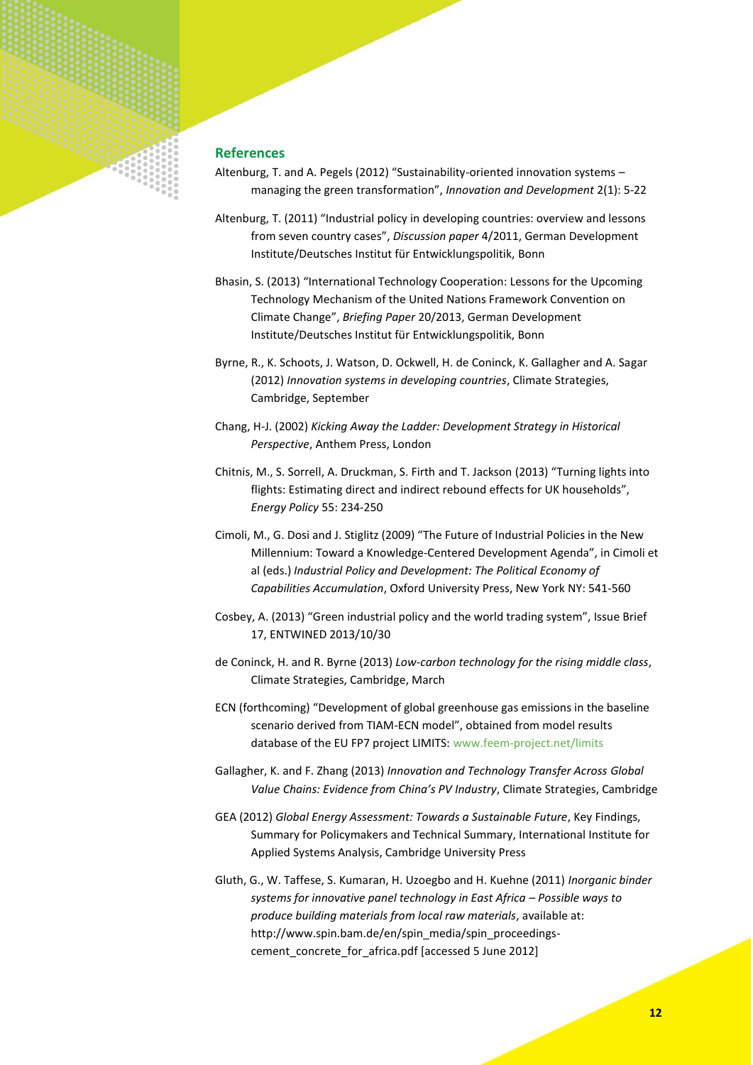## References

Altenburg, T. and A. Pegels (2012) “Sustainability-oriented innovation systems – managing the green transformation”, *Innovation and Development* 2(1): 5-22

Altenburg, T. (2011) “Industrial policy in developing countries: overview and lessons from seven country cases”, *Discussion paper* 4/2011, German Development Institute/Deutsches Institut für Entwicklungspolitik, Bonn

Bhasin, S. (2013) “International Technology Cooperation: Lessons for the Upcoming Technology Mechanism of the United Nations Framework Convention on Climate Change”, *Briefing Paper* 20/2013, German Development Institute/Deutsches Institut für Entwicklungspolitik, Bonn

Byrne, R., K. Schoots, J. Watson, D. Ockwell, H. de Coninck, K. Gallagher and A. Sagar (2012) *Innovation systems in developing countries*, Climate Strategies, Cambridge, September

Chang, H-J. (2002) *Kicking Away the Ladder: Development Strategy in Historical Perspective*, Anthem Press, London

Chitnis, M., S. Sorrell, A. Druckman, S. Firth and T. Jackson (2013) “Turning lights into flights: Estimating direct and indirect rebound effects for UK households”, *Energy Policy* 55: 234-250

Cimoli, M., G. Dosi and J. Stiglitz (2009) “The Future of Industrial Policies in the New Millennium: Toward a Knowledge-Centered Development Agenda”, in Cimoli et al (eds.) *Industrial Policy and Development: The Political Economy of Capabilities Accumulation*, Oxford University Press, New York NY: 541-560

Cosbey, A. (2013) “Green industrial policy and the world trading system”, Issue Brief 17, ENTWINED 2013/10/30

de Coninck, H. and R. Byrne (2013) *Low-carbon technology for the rising middle class*, Climate Strategies, Cambridge, March

ECN (forthcoming) “Development of global greenhouse gas emissions in the baseline scenario derived from TIAM-ECN model”, obtained from model results database of the EU FP7 project LIMITS: www.feem-project.net/limits

Gallagher, K. and F. Zhang (2013) *Innovation and Technology Transfer Across Global Value Chains: Evidence from China’s PV Industry*, Climate Strategies, Cambridge

GEA (2012) *Global Energy Assessment: Towards a Sustainable Future*, Key Findings, Summary for Policymakers and Technical Summary, International Institute for Applied Systems Analysis, Cambridge University Press

Gluth, G., W. Taffese, S. Kumaran, H. Uzoegbo and H. Kuehne (2011) *Inorganic binder systems for innovative panel technology in East Africa – Possible ways to produce building materials from local raw materials*, available at: http://www.spin.bam.de/en/spin_media/spin_proceedings-cement_concrete_for_africa.pdf [accessed 5 June 2012]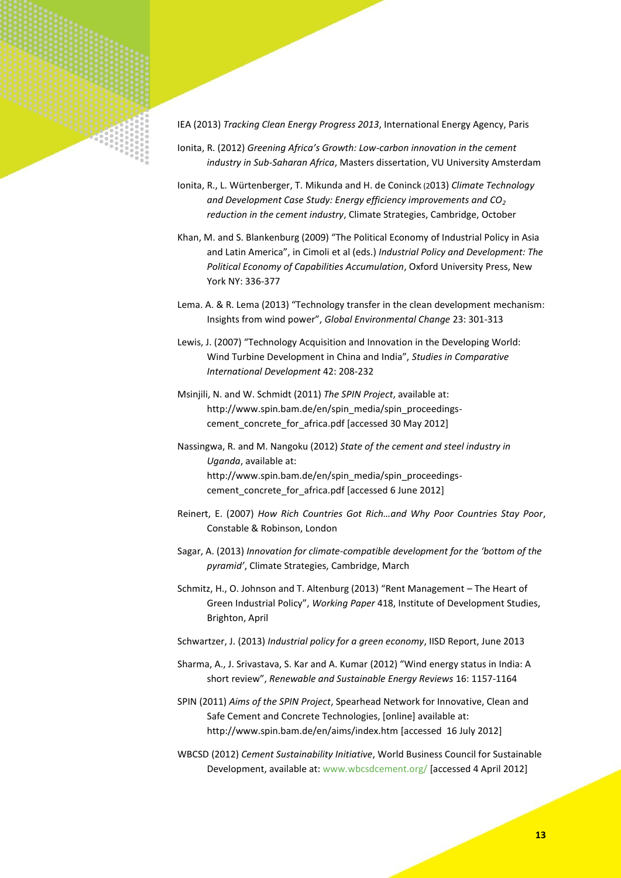IEA (2013) *Tracking Clean Energy Progress 2013*, International Energy Agency, Paris

Ionita, R. (2012) *Greening Africa's Growth: Low-carbon innovation in the cement industry in Sub-Saharan Africa*, Masters dissertation, VU University Amsterdam

Ionita, R., L. Würtenberger, T. Mikunda and H. de Coninck (2013) *Climate Technology and Development Case Study: Energy efficiency improvements and $CO_2$ reduction in the cement industry*, Climate Strategies, Cambridge, October

Khan, M. and S. Blankenburg (2009) "The Political Economy of Industrial Policy in Asia and Latin America", in Cimoli et al (eds.) *Industrial Policy and Development: The Political Economy of Capabilities Accumulation*, Oxford University Press, New York NY: 336-377

Lema. A. & R. Lema (2013) "Technology transfer in the clean development mechanism: Insights from wind power", *Global Environmental Change* 23: 301-313

Lewis, J. (2007) "Technology Acquisition and Innovation in the Developing World: Wind Turbine Development in China and India", *Studies in Comparative International Development* 42: 208-232

Msinjili, N. and W. Schmidt (2011) *The SPIN Project*, available at: http://www.spin.bam.de/en/spin_media/spin_proceedings-cement_concrete_for_africa.pdf [accessed 30 May 2012]

Nassingwa, R. and M. Nangoku (2012) *State of the cement and steel industry in Uganda*, available at: http://www.spin.bam.de/en/spin_media/spin_proceedings-cement_concrete_for_africa.pdf [accessed 6 June 2012]

Reinert, E. (2007) *How Rich Countries Got Rich…and Why Poor Countries Stay Poor*, Constable & Robinson, London

Sagar, A. (2013) *Innovation for climate-compatible development for the 'bottom of the pyramid'*, Climate Strategies, Cambridge, March

Schmitz, H., O. Johnson and T. Altenburg (2013) "Rent Management – The Heart of Green Industrial Policy", *Working Paper* 418, Institute of Development Studies, Brighton, April

Schwartzer, J. (2013) *Industrial policy for a green economy*, IISD Report, June 2013

Sharma, A., J. Srivastava, S. Kar and A. Kumar (2012) "Wind energy status in India: A short review", *Renewable and Sustainable Energy Reviews* 16: 1157-1164

SPIN (2011) *Aims of the SPIN Project*, Spearhead Network for Innovative, Clean and Safe Cement and Concrete Technologies, [online] available at: http://www.spin.bam.de/en/aims/index.htm [accessed 16 July 2012]

WBCSD (2012) *Cement Sustainability Initiative*, World Business Council for Sustainable Development, available at: www.wbcsdcement.org/ [accessed 4 April 2012]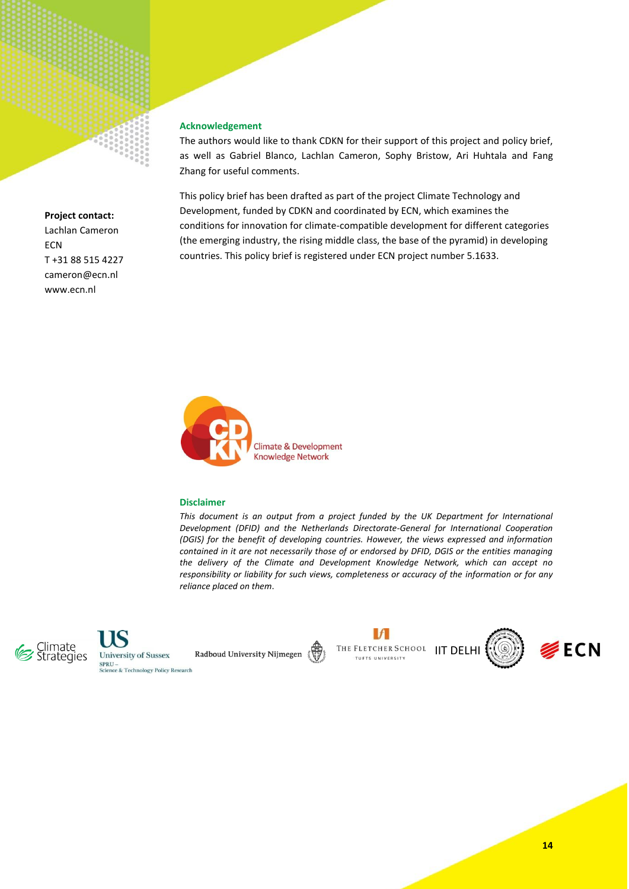**Acknowledgement**

The authors would like to thank CDKN for their support of this project and policy brief, as well as Gabriel Blanco, Lachlan Cameron, Sophy Bristow, Ari Huhtala and Fang Zhang for useful comments.

This policy brief has been drafted as part of the project Climate Technology and Development, funded by CDKN and coordinated by ECN, which examines the conditions for innovation for climate-compatible development for different categories (the emerging industry, the rising middle class, the base of the pyramid) in developing countries. This policy brief is registered under ECN project number 5.1633.

**Project contact:**
Lachlan Cameron
ECN
T +31 88 515 4227
cameron@ecn.nl
www.ecn.nl

CDKN Climate & Development Knowledge Network

**Disclaimer**

*This document is an output from a project funded by the UK Department for International Development (DFID) and the Netherlands Directorate-General for International Cooperation (DGIS) for the benefit of developing countries. However, the views expressed and information contained in it are not necessarily those of or endorsed by DFID, DGIS or the entities managing the delivery of the Climate and Development Knowledge Network, which can accept no responsibility or liability for such views, completeness or accuracy of the information or for any reliance placed on them.*

Climate Strategies

University of Sussex
SPRU – Science & Technology Policy Research

Radboud University Nijmegen

The Fletcher School Tufts University

IIT Delhi

ECN